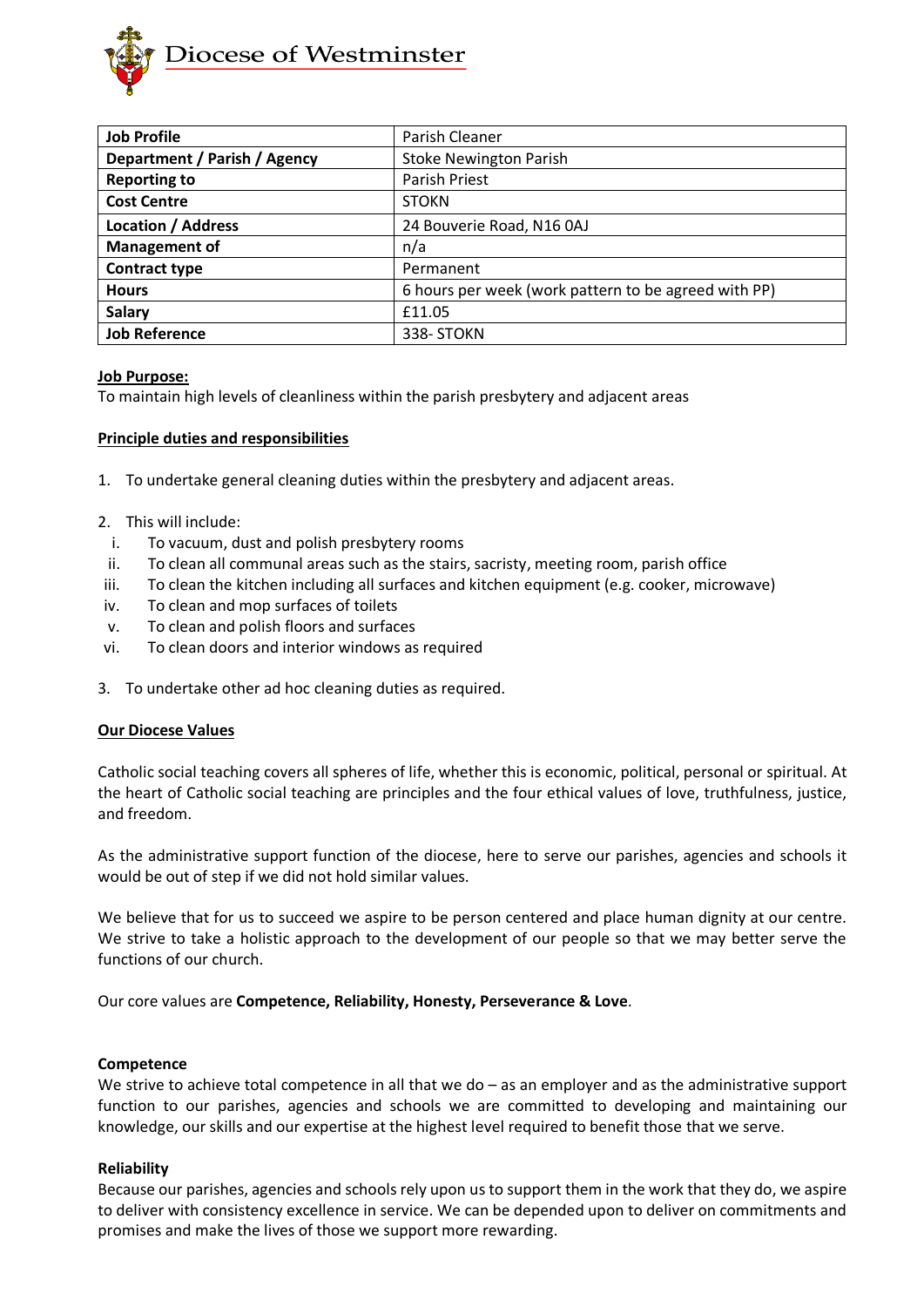Diocese of Westminster

| Job Profile | Parish Cleaner |
|---|---|
| Department / Parish / Agency | Stoke Newington Parish |
| Reporting to | Parish Priest |
| Cost Centre | STOKN |
| Location / Address | 24 Bouverie Road, N16 0AJ |
| Management of | n/a |
| Contract type | Permanent |
| Hours | 6 hours per week (work pattern to be agreed with PP) |
| Salary | £11.05 |
| Job Reference | 338- STOKN |

**Job Purpose:**

To maintain high levels of cleanliness within the parish presbytery and adjacent areas

**Principle duties and responsibilities**

1. To undertake general cleaning duties within the presbytery and adjacent areas.

2. This will include:
   i. To vacuum, dust and polish presbytery rooms
   ii. To clean all communal areas such as the stairs, sacristy, meeting room, parish office
   iii. To clean the kitchen including all surfaces and kitchen equipment (e.g. cooker, microwave)
   iv. To clean and mop surfaces of toilets
   v. To clean and polish floors and surfaces
   vi. To clean doors and interior windows as required

3. To undertake other ad hoc cleaning duties as required.

**Our Diocese Values**

Catholic social teaching covers all spheres of life, whether this is economic, political, personal or spiritual. At the heart of Catholic social teaching are principles and the four ethical values of love, truthfulness, justice, and freedom.

As the administrative support function of the diocese, here to serve our parishes, agencies and schools it would be out of step if we did not hold similar values.

We believe that for us to succeed we aspire to be person centered and place human dignity at our centre. We strive to take a holistic approach to the development of our people so that we may better serve the functions of our church.

Our core values are **Competence, Reliability, Honesty, Perseverance & Love**.

**Competence**

We strive to achieve total competence in all that we do – as an employer and as the administrative support function to our parishes, agencies and schools we are committed to developing and maintaining our knowledge, our skills and our expertise at the highest level required to benefit those that we serve.

**Reliability**

Because our parishes, agencies and schools rely upon us to support them in the work that they do, we aspire to deliver with consistency excellence in service. We can be depended upon to deliver on commitments and promises and make the lives of those we support more rewarding.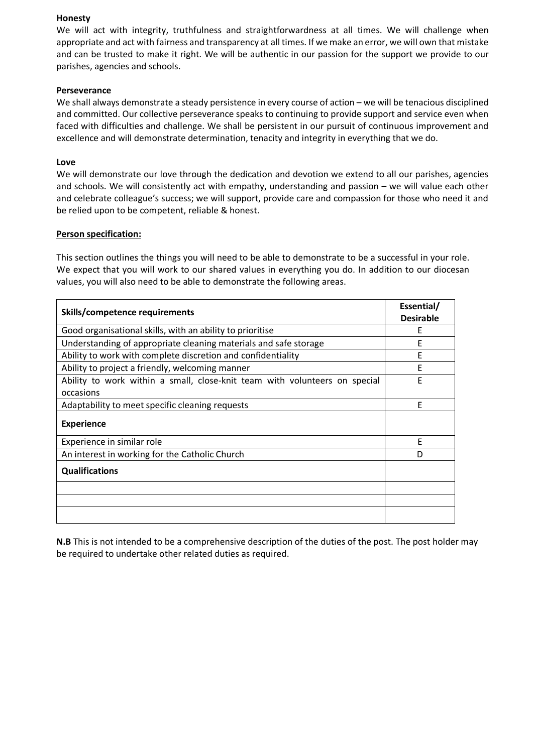**Honesty**

We will act with integrity, truthfulness and straightforwardness at all times. We will challenge when appropriate and act with fairness and transparency at all times. If we make an error, we will own that mistake and can be trusted to make it right. We will be authentic in our passion for the support we provide to our parishes, agencies and schools.

**Perseverance**

We shall always demonstrate a steady persistence in every course of action – we will be tenacious disciplined and committed. Our collective perseverance speaks to continuing to provide support and service even when faced with difficulties and challenge. We shall be persistent in our pursuit of continuous improvement and excellence and will demonstrate determination, tenacity and integrity in everything that we do.

**Love**

We will demonstrate our love through the dedication and devotion we extend to all our parishes, agencies and schools. We will consistently act with empathy, understanding and passion – we will value each other and celebrate colleague's success; we will support, provide care and compassion for those who need it and be relied upon to be competent, reliable & honest.

**Person specification:**

This section outlines the things you will need to be able to demonstrate to be a successful in your role. We expect that you will work to our shared values in everything you do. In addition to our diocesan values, you will also need to be able to demonstrate the following areas.

| **Skills/competence requirements** | **Essential/ Desirable** |
|---|---|
| Good organisational skills, with an ability to prioritise | E |
| Understanding of appropriate cleaning materials and safe storage | E |
| Ability to work with complete discretion and confidentiality | E |
| Ability to project a friendly, welcoming manner | E |
| Ability to work within a small, close-knit team with volunteers on special occasions | E |
| Adaptability to meet specific cleaning requests | E |
| **Experience** | |
| Experience in similar role | E |
| An interest in working for the Catholic Church | D |
| **Qualifications** | |
| | |
| | |
| | |

**N.B** This is not intended to be a comprehensive description of the duties of the post. The post holder may be required to undertake other related duties as required.